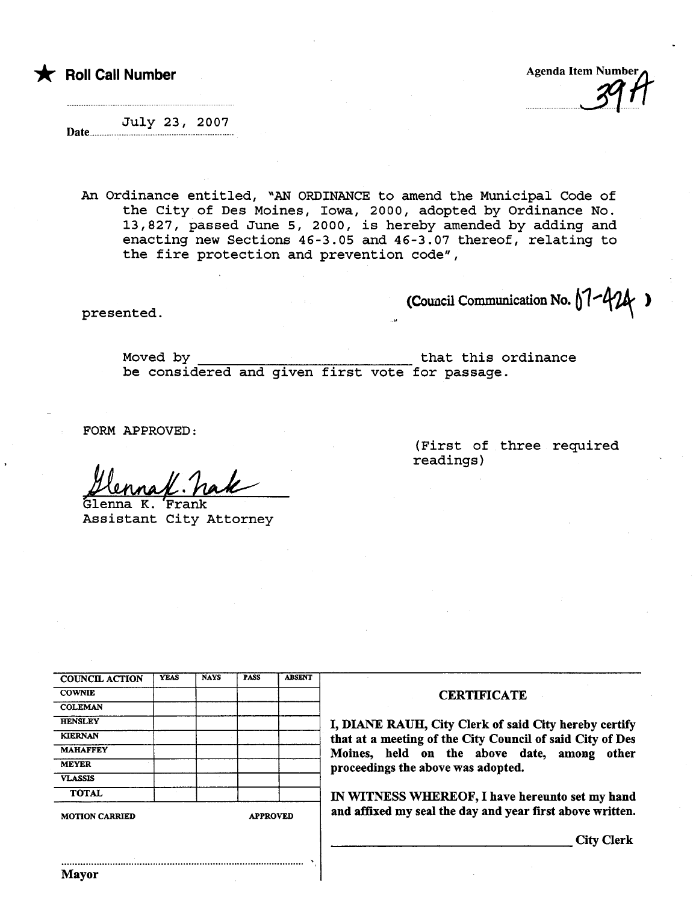★ **Roll Call Number**

Agenda Item Number 39A

Date July 23, 2007

An Ordinance entitled, "AN ORDINANCE to amend the Municipal Code of the City of Des Moines, Iowa, 2000, adopted by Ordinance No. 13,827, passed June 5, 2000, is hereby amended by adding and enacting new Sections 46-3.05 and 46-3.07 thereof, relating to the fire protection and prevention code",

presented.

(Council Communication No. 07-424)

Moved by ____________________________ that this ordinance be considered and given first vote for passage.

FORM APPROVED:

(First of three required readings)

Glenna K. Frank
Glenna K. Frank
Assistant City Attorney

| COUNCIL ACTION | YEAS | NAYS | PASS | ABSENT |
|---|---|---|---|---|
| COWNIE | | | | |
| COLEMAN | | | | |
| HENSLEY | | | | |
| KIERNAN | | | | |
| MAHAFFEY | | | | |
| MEYER | | | | |
| VLASSIS | | | | |
| TOTAL | | | | |

MOTION CARRIED APPROVED

..........................................................................................
Mayor

**CERTIFICATE**

**I, DIANE RAUH, City Clerk of said City hereby certify that at a meeting of the City Council of said City of Des Moines, held on the above date, among other proceedings the above was adopted.**

**IN WITNESS WHEREOF, I have hereunto set my hand and affixed my seal the day and year first above written.**

______________________________ **City Clerk**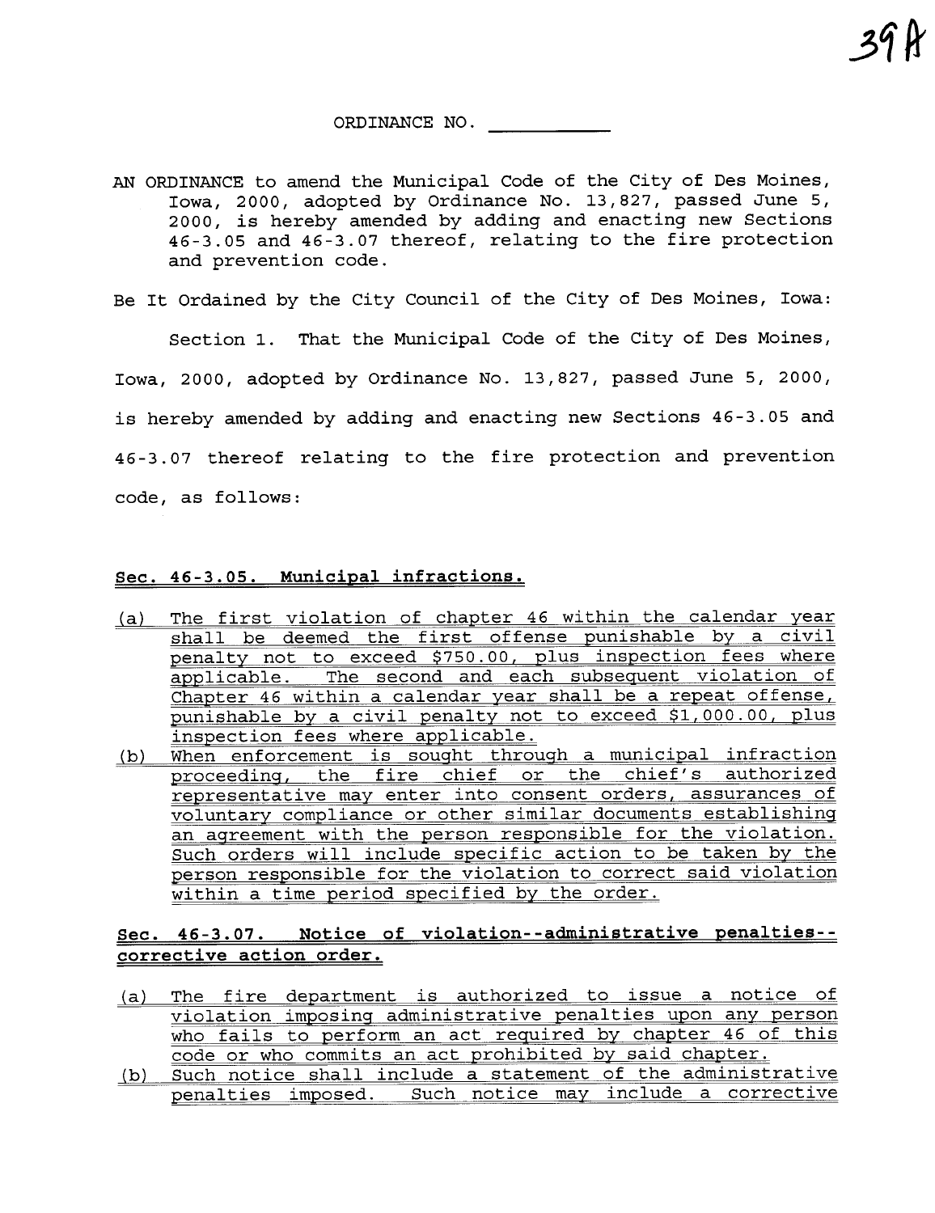ORDINANCE NO. ___________

AN ORDINANCE to amend the Municipal Code of the City of Des Moines, Iowa, 2000, adopted by Ordinance No. 13,827, passed June 5, 2000, is hereby amended by adding and enacting new Sections 46-3.05 and 46-3.07 thereof, relating to the fire protection and prevention code.

Be It Ordained by the City Council of the City of Des Moines, Iowa:

Section 1. That the Municipal Code of the City of Des Moines, Iowa, 2000, adopted by Ordinance No. 13,827, passed June 5, 2000, is hereby amended by adding and enacting new Sections 46-3.05 and 46-3.07 thereof relating to the fire protection and prevention code, as follows:

**Sec. 46-3.05. Municipal infractions.**

(a) The first violation of chapter 46 within the calendar year shall be deemed the first offense punishable by a civil penalty not to exceed $750.00, plus inspection fees where applicable. The second and each subsequent violation of Chapter 46 within a calendar year shall be a repeat offense, punishable by a civil penalty not to exceed $1,000.00, plus inspection fees where applicable.

(b) When enforcement is sought through a municipal infraction proceeding, the fire chief or the chief's authorized representative may enter into consent orders, assurances of voluntary compliance or other similar documents establishing an agreement with the person responsible for the violation. Such orders will include specific action to be taken by the person responsible for the violation to correct said violation within a time period specified by the order.

**Sec. 46-3.07. Notice of violation--administrative penalties--corrective action order.**

(a) The fire department is authorized to issue a notice of violation imposing administrative penalties upon any person who fails to perform an act required by chapter 46 of this code or who commits an act prohibited by said chapter.

(b) Such notice shall include a statement of the administrative penalties imposed. Such notice may include a corrective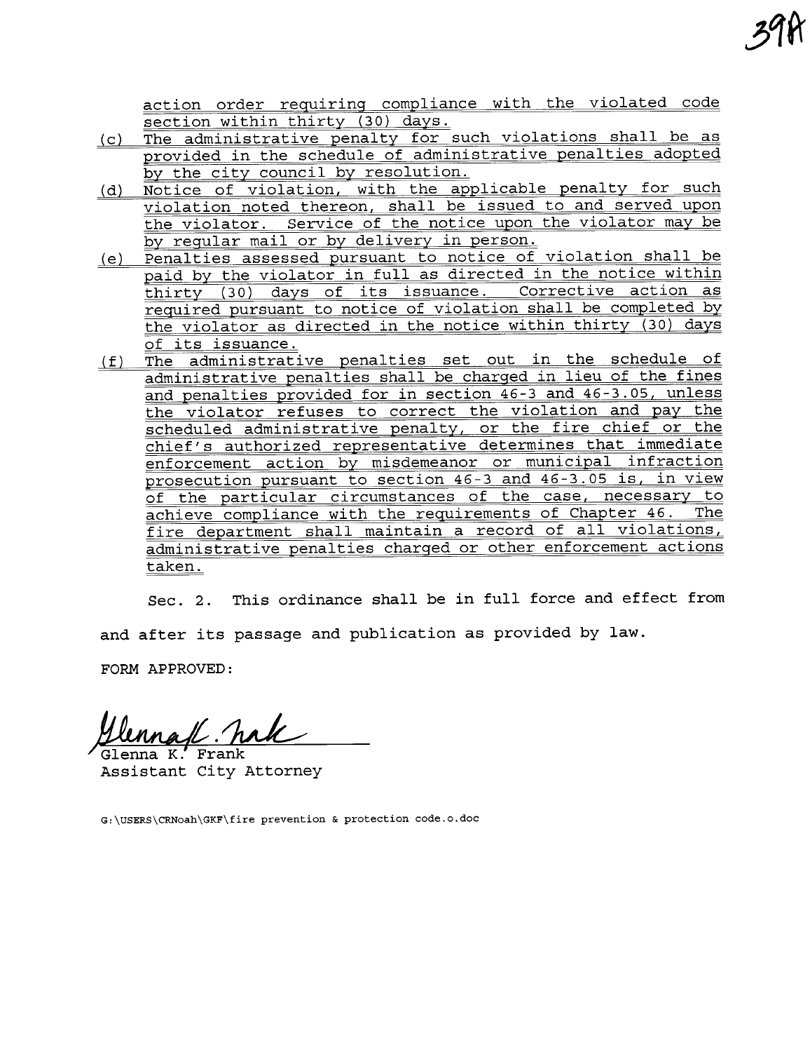action order requiring compliance with the violated code section within thirty (30) days.

(c) The administrative penalty for such violations shall be as provided in the schedule of administrative penalties adopted by the city council by resolution.

(d) Notice of violation, with the applicable penalty for such violation noted thereon, shall be issued to and served upon the violator. Service of the notice upon the violator may be by regular mail or by delivery in person.

(e) Penalties assessed pursuant to notice of violation shall be paid by the violator in full as directed in the notice within thirty (30) days of its issuance. Corrective action as required pursuant to notice of violation shall be completed by the violator as directed in the notice within thirty (30) days of its issuance.

(f) The administrative penalties set out in the schedule of administrative penalties shall be charged in lieu of the fines and penalties provided for in section 46-3 and 46-3.05, unless the violator refuses to correct the violation and pay the scheduled administrative penalty, or the fire chief or the chief's authorized representative determines that immediate enforcement action by misdemeanor or municipal infraction prosecution pursuant to section 46-3 and 46-3.05 is, in view of the particular circumstances of the case, necessary to achieve compliance with the requirements of Chapter 46. The fire department shall maintain a record of all violations, administrative penalties charged or other enforcement actions taken.

Sec. 2. This ordinance shall be in full force and effect from and after its passage and publication as provided by law.

FORM APPROVED:

Glenna K. Frank
Assistant City Attorney

G:\USERS\CRNoah\GKF\fire prevention & protection code.o.doc